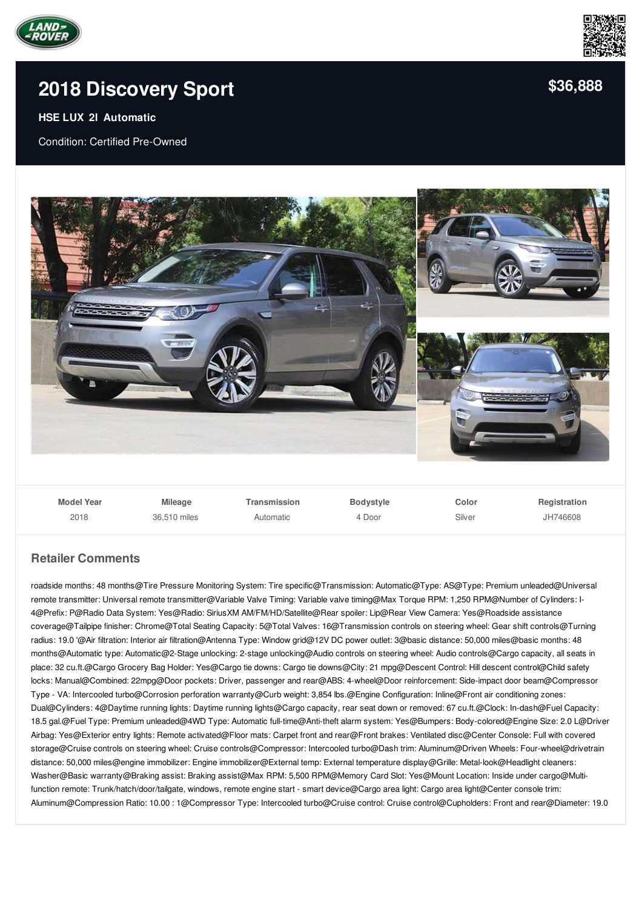# 2018 Discovery Sport

**$36,888**

**HSE LUX 2l Automatic**

Condition: Certified Pre-Owned

| Model Year | Mileage | Transmission | Bodystyle | Color | Registration |
|---|---|---|---|---|---|
| 2018 | 36,510 miles | Automatic | 4 Door | Silver | JH746608 |

## Retailer Comments

roadside months: 48 months@Tire Pressure Monitoring System: Tire specific@Transmission: Automatic@Type: AS@Type: Premium unleaded@Universal remote transmitter: Universal remote transmitter@Variable Valve Timing: Variable valve timing@Max Torque RPM: 1,250 RPM@Number of Cylinders: I-4@Prefix: P@Radio Data System: Yes@Radio: SiriusXM AM/FM/HD/Satellite@Rear spoiler: Lip@Rear View Camera: Yes@Roadside assistance coverage@Tailpipe finisher: Chrome@Total Seating Capacity: 5@Total Valves: 16@Transmission controls on steering wheel: Gear shift controls@Turning radius: 19.0 '@Air filtration: Interior air filtration@Antenna Type: Window grid@12V DC power outlet: 3@basic distance: 50,000 miles@basic months: 48 months@Automatic type: Automatic@2-Stage unlocking: 2-stage unlocking@Audio controls on steering wheel: Audio controls@Cargo capacity, all seats in place: 32 cu.ft.@Cargo Grocery Bag Holder: Yes@Cargo tie downs: Cargo tie downs@City: 21 mpg@Descent Control: Hill descent control@Child safety locks: Manual@Combined: 22mpg@Door pockets: Driver, passenger and rear@ABS: 4-wheel@Door reinforcement: Side-impact door beam@Compressor Type - VA: Intercooled turbo@Corrosion perforation warranty@Curb weight: 3,854 lbs.@Engine Configuration: Inline@Front air conditioning zones: Dual@Cylinders: 4@Daytime running lights: Daytime running lights@Cargo capacity, rear seat down or removed: 67 cu.ft.@Clock: In-dash@Fuel Capacity: 18.5 gal.@Fuel Type: Premium unleaded@4WD Type: Automatic full-time@Anti-theft alarm system: Yes@Bumpers: Body-colored@Engine Size: 2.0 L@Driver Airbag: Yes@Exterior entry lights: Remote activated@Floor mats: Carpet front and rear@Front brakes: Ventilated disc@Center Console: Full with covered storage@Cruise controls on steering wheel: Cruise controls@Compressor: Intercooled turbo@Dash trim: Aluminum@Driven Wheels: Four-wheel@drivetrain distance: 50,000 miles@engine immobilizer: Engine immobilizer@External temp: External temperature display@Grille: Metal-look@Headlight cleaners: Washer@Basic warranty@Braking assist: Braking assist@Max RPM: 5,500 RPM@Memory Card Slot: Yes@Mount Location: Inside under cargo@Multi-function remote: Trunk/hatch/door/tailgate, windows, remote engine start - smart device@Cargo area light: Cargo area light@Center console trim: Aluminum@Compression Ratio: 10.00 : 1@Compressor Type: Intercooled turbo@Cruise control: Cruise control@Cupholders: Front and rear@Diameter: 19.0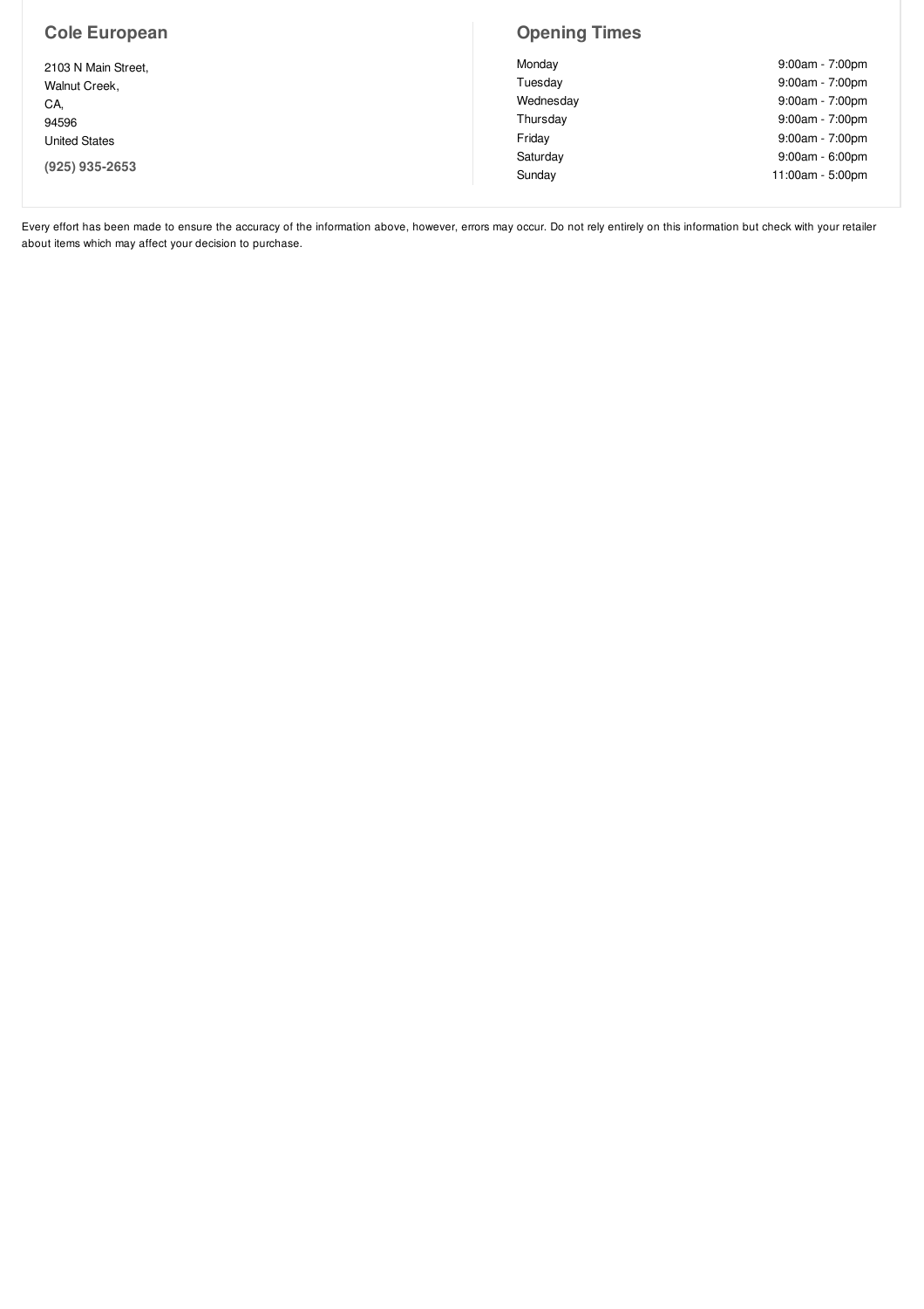## Cole European

2103 N Main Street,
Walnut Creek,
CA,
94596
United States

**(925) 935-2653**

## Opening Times

| | |
|---|---|
| Monday | 9:00am - 7:00pm |
| Tuesday | 9:00am - 7:00pm |
| Wednesday | 9:00am - 7:00pm |
| Thursday | 9:00am - 7:00pm |
| Friday | 9:00am - 7:00pm |
| Saturday | 9:00am - 6:00pm |
| Sunday | 11:00am - 5:00pm |

Every effort has been made to ensure the accuracy of the information above, however, errors may occur. Do not rely entirely on this information but check with your retailer about items which may affect your decision to purchase.